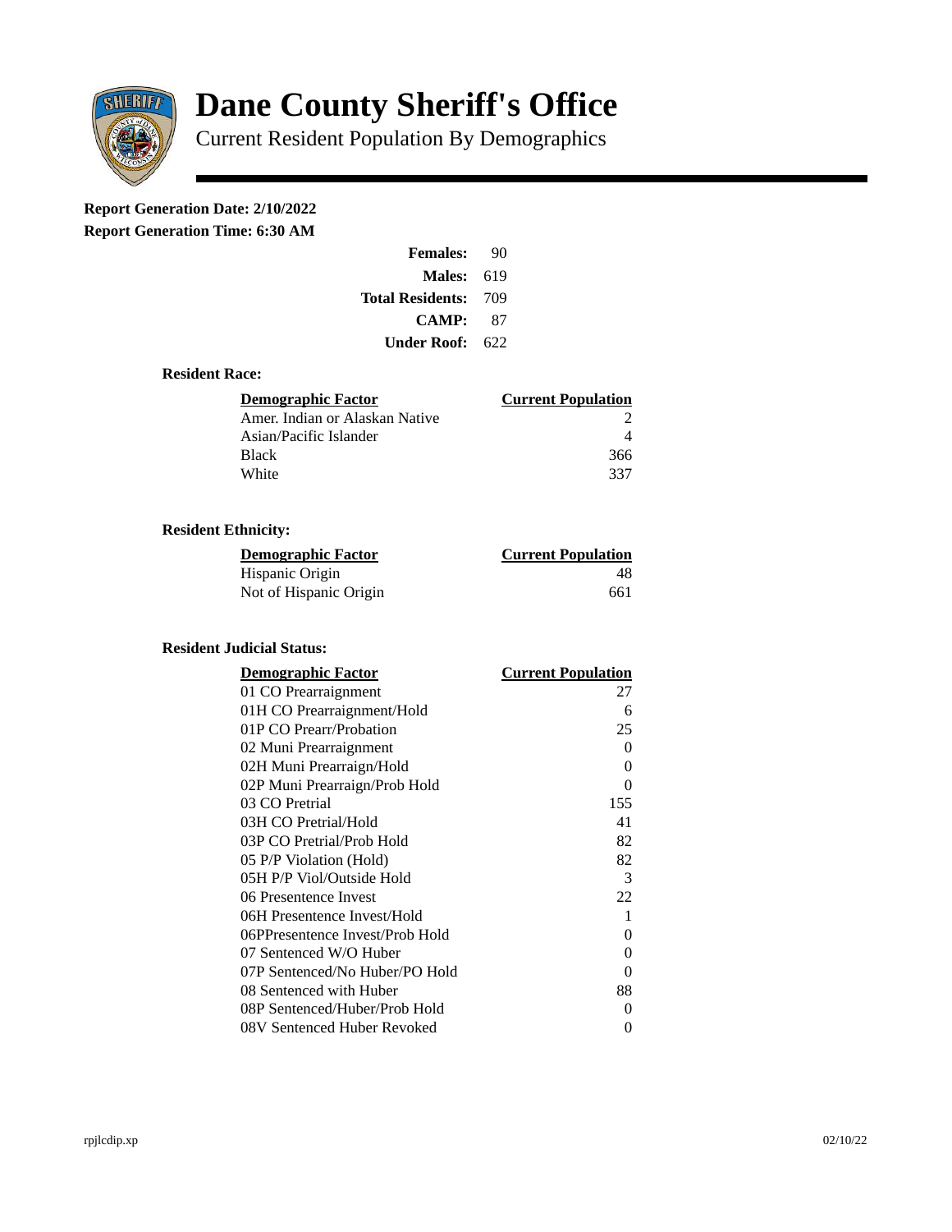# Dane County Sheriff's Office

Current Resident Population By Demographics

**Report Generation Date: 2/10/2022**

**Report Generation Time: 6:30 AM**

| | |
|---|---|
| **Females:** | 90 |
| **Males:** | 619 |
| **Total Residents:** | 709 |
| **CAMP:** | 87 |
| **Under Roof:** | 622 |

### Resident Race:

| Demographic Factor | Current Population |
|---|---|
| Amer. Indian or Alaskan Native | 2 |
| Asian/Pacific Islander | 4 |
| Black | 366 |
| White | 337 |

### Resident Ethnicity:

| Demographic Factor | Current Population |
|---|---|
| Hispanic Origin | 48 |
| Not of Hispanic Origin | 661 |

### Resident Judicial Status:

| Demographic Factor | Current Population |
|---|---|
| 01 CO Prearraignment | 27 |
| 01H CO Prearraignment/Hold | 6 |
| 01P CO Prearr/Probation | 25 |
| 02 Muni Prearraignment | 0 |
| 02H Muni Prearraign/Hold | 0 |
| 02P Muni Prearraign/Prob Hold | 0 |
| 03 CO Pretrial | 155 |
| 03H CO Pretrial/Hold | 41 |
| 03P CO Pretrial/Prob Hold | 82 |
| 05 P/P Violation (Hold) | 82 |
| 05H P/P Viol/Outside Hold | 3 |
| 06 Presentence Invest | 22 |
| 06H Presentence Invest/Hold | 1 |
| 06PPresentence Invest/Prob Hold | 0 |
| 07 Sentenced W/O Huber | 0 |
| 07P Sentenced/No Huber/PO Hold | 0 |
| 08 Sentenced with Huber | 88 |
| 08P Sentenced/Huber/Prob Hold | 0 |
| 08V Sentenced Huber Revoked | 0 |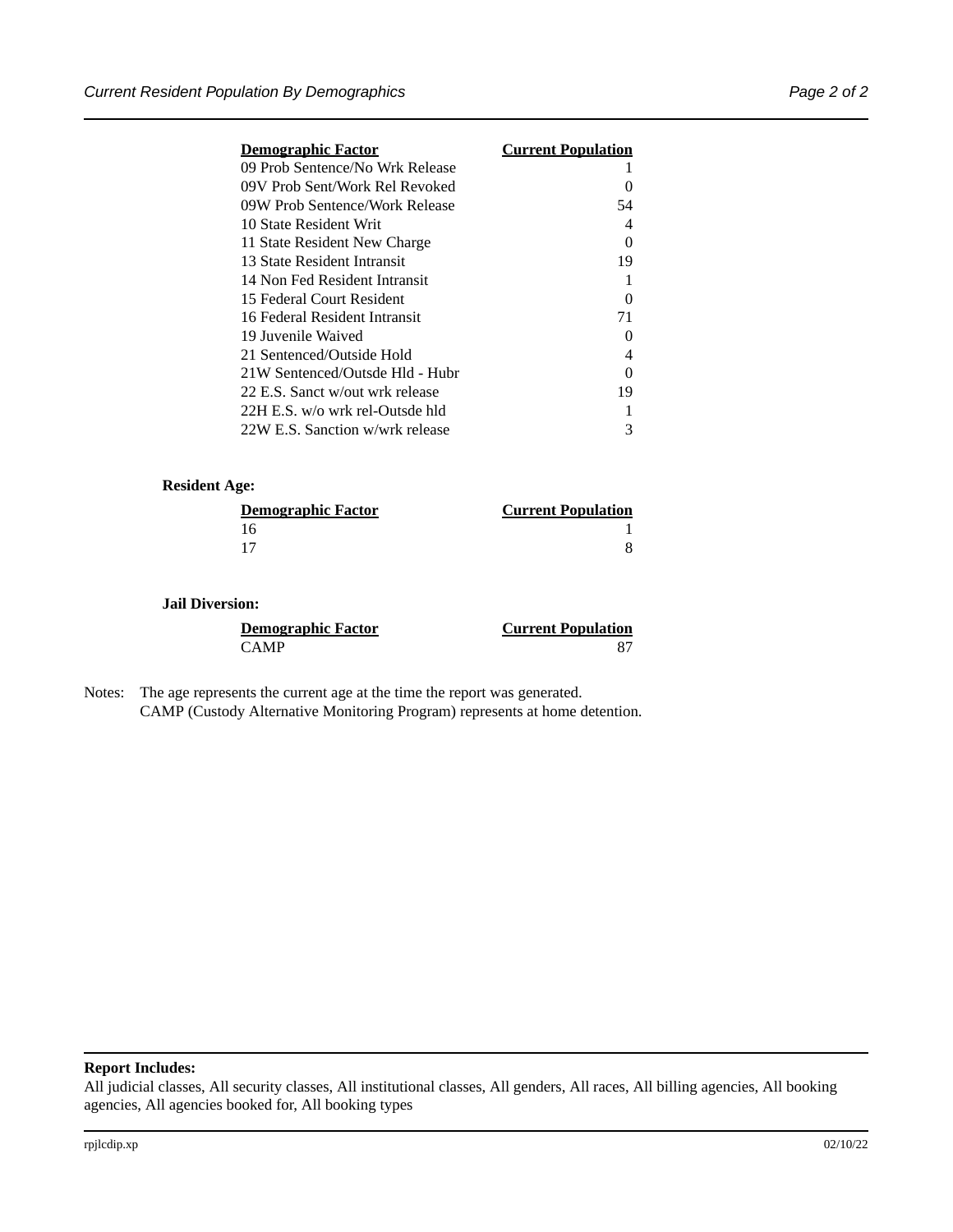| Demographic Factor | Current Population |
| --- | --- |
| 09 Prob Sentence/No Wrk Release | 1 |
| 09V Prob Sent/Work Rel Revoked | 0 |
| 09W Prob Sentence/Work Release | 54 |
| 10 State Resident Writ | 4 |
| 11 State Resident New Charge | 0 |
| 13 State Resident Intransit | 19 |
| 14 Non Fed Resident Intransit | 1 |
| 15 Federal Court Resident | 0 |
| 16 Federal Resident Intransit | 71 |
| 19 Juvenile Waived | 0 |
| 21 Sentenced/Outside Hold | 4 |
| 21W Sentenced/Outsde Hld - Hubr | 0 |
| 22 E.S. Sanct w/out wrk release | 19 |
| 22H E.S. w/o wrk rel-Outsde hld | 1 |
| 22W E.S. Sanction w/wrk release | 3 |

**Resident Age:**

| Demographic Factor | Current Population |
| --- | --- |
| 16 | 1 |
| 17 | 8 |

**Jail Diversion:**

| Demographic Factor | Current Population |
| --- | --- |
| CAMP | 87 |

Notes: The age represents the current age at the time the report was generated.
CAMP (Custody Alternative Monitoring Program) represents at home detention.

**Report Includes:**
All judicial classes, All security classes, All institutional classes, All genders, All races, All billing agencies, All booking agencies, All agencies booked for, All booking types

rpjlcdip.xp 02/10/22